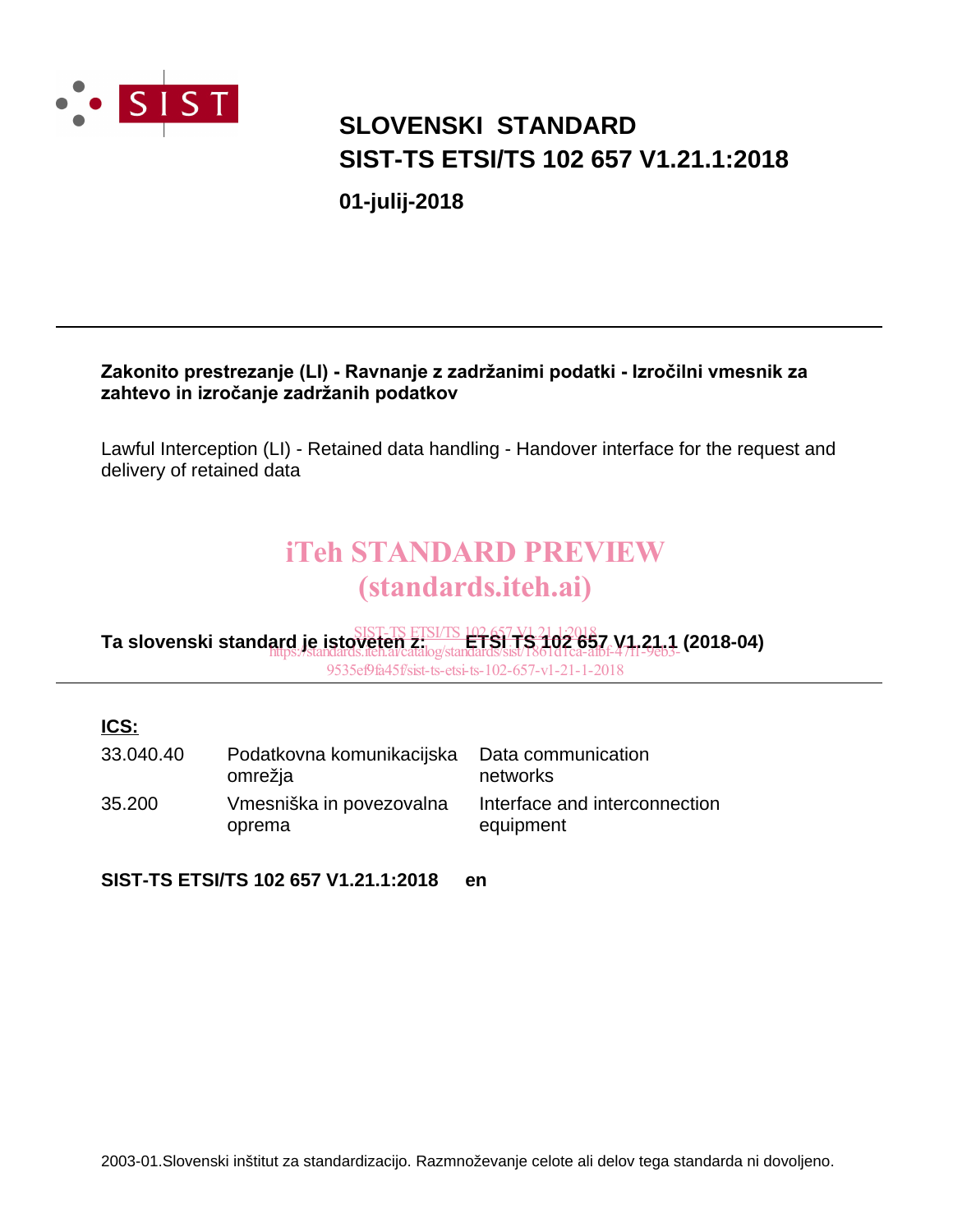# SLOVENSKI STANDARD
# SIST-TS ETSI/TS 102 657 V1.21.1:2018

**01-julij-2018**

---

**Zakonito prestrezanje (LI) - Ravnanje z zadržanimi podatki - Izročilni vmesnik za zahtevo in izročanje zadržanih podatkov**

Lawful Interception (LI) - Retained data handling - Handover interface for the request and delivery of retained data

iTeh STANDARD PREVIEW
(standards.iteh.ai)

SIST-TS ETSI/TS 102 657 V1.21.1:2018
https://standards.iteh.ai/catalog/standards/sist/1861d1ea-a1bf-4711-9eb3-9535ef9fa45f/sist-ts-etsi-ts-102-657-v1-21-1-2018

**Ta slovenski standard je istoveten z: ETSI TS 102 657 V1.21.1 (2018-04)**

---

**ICS:**

| | | |
|---|---|---|
| 33.040.40 | Podatkovna komunikacijska omrežja | Data communication networks |
| 35.200 | Vmesniška in povezovalna oprema | Interface and interconnection equipment |

**SIST-TS ETSI/TS 102 657 V1.21.1:2018 en**

2003-01.Slovenski inštitut za standardizacijo. Razmnoževanje celote ali delov tega standarda ni dovoljeno.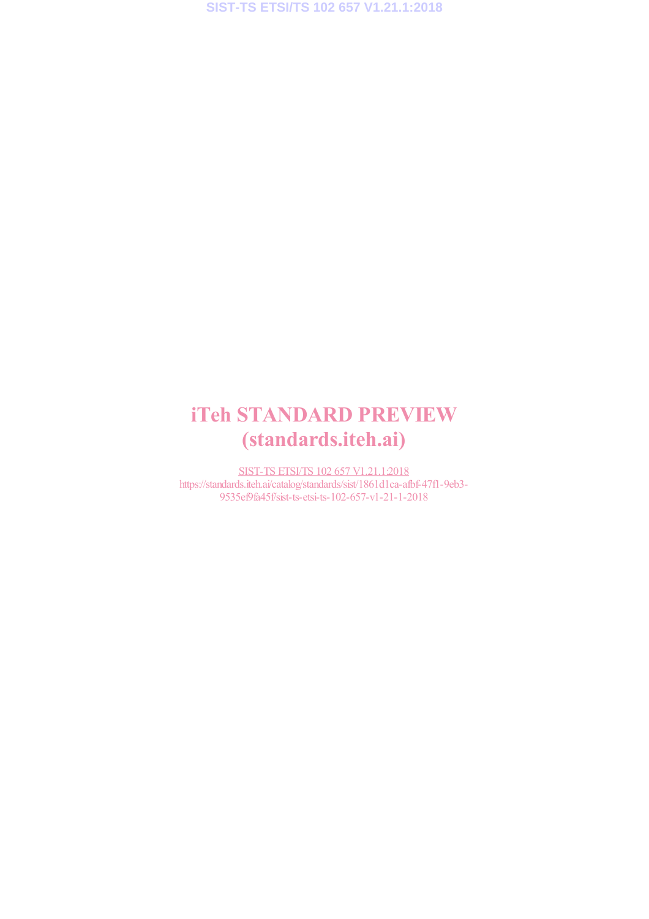# iTeh STANDARD PREVIEW
# (standards.iteh.ai)

SIST-TS ETSI/TS 102 657 V1.21.1:2018
https://standards.iteh.ai/catalog/standards/sist/1861d1ca-afbf-47f1-9eb3-9535ef9fa45f/sist-ts-etsi-ts-102-657-v1-21-1-2018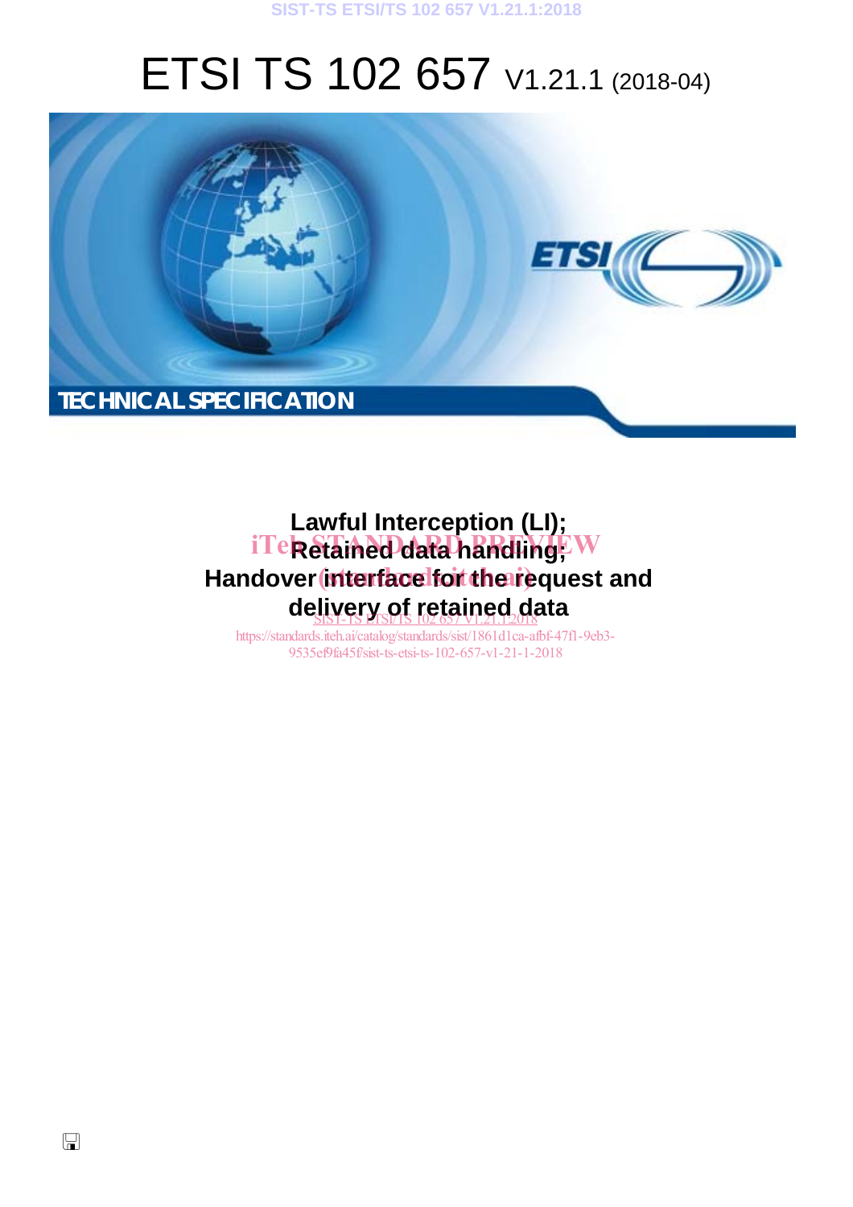# ETSI TS 102 657 V1.21.1 (2018-04)

TECHNICAL SPECIFICATION

**Lawful Interception (LI); Retained data handling; Handover interface for the request and delivery of retained data**

iTeh STANDARD PREVIEW
(standards.iteh.ai)

SIST-TS ETSI/TS 102 657 V1.21.1:2018
https://standards.iteh.ai/catalog/standards/sist/1861d1ca-afbf-47f1-9eb3-9535ef9fa45f/sist-ts-etsi-ts-102-657-v1-21-1-2018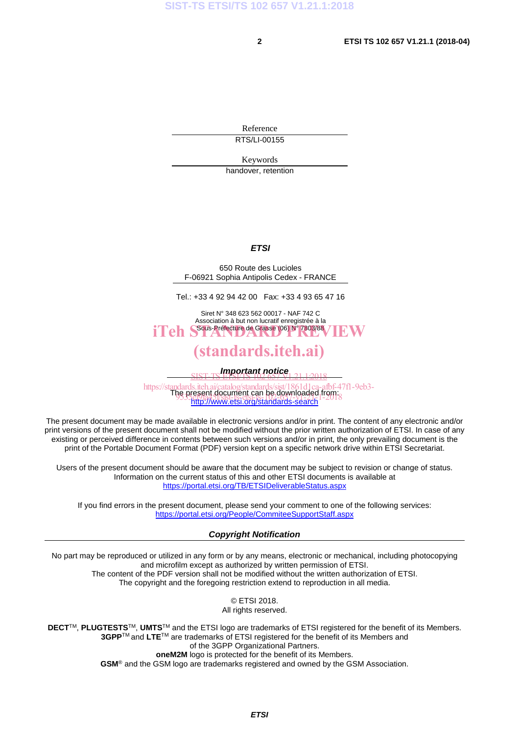Reference

RTS/LI-00155

Keywords

handover, retention

***ETSI***

650 Route des Lucioles
F-06921 Sophia Antipolis Cedex - FRANCE

Tel.: +33 4 92 94 42 00   Fax: +33 4 93 65 47 16

Siret N° 348 623 562 00017 - NAF 742 C
Association à but non lucratif enregistrée à la
Sous-Préfecture de Grasse (06) N° 7803/88

***Important notice***

The present document can be downloaded from:
http://www.etsi.org/standards-search

The present document may be made available in electronic versions and/or in print. The content of any electronic and/or print versions of the present document shall not be modified without the prior written authorization of ETSI. In case of any existing or perceived difference in contents between such versions and/or in print, the only prevailing document is the print of the Portable Document Format (PDF) version kept on a specific network drive within ETSI Secretariat.

Users of the present document should be aware that the document may be subject to revision or change of status. Information on the current status of this and other ETSI documents is available at
https://portal.etsi.org/TB/ETSIDeliverableStatus.aspx

If you find errors in the present document, please send your comment to one of the following services:
https://portal.etsi.org/People/CommiteeSupportStaff.aspx

***Copyright Notification***

No part may be reproduced or utilized in any form or by any means, electronic or mechanical, including photocopying and microfilm except as authorized by written permission of ETSI.
The content of the PDF version shall not be modified without the written authorization of ETSI.
The copyright and the foregoing restriction extend to reproduction in all media.

© ETSI 2018.
All rights reserved.

**DECT**TM, **PLUGTESTS**TM, **UMTS**TM and the ETSI logo are trademarks of ETSI registered for the benefit of its Members.
**3GPP**TM and **LTE**TM are trademarks of ETSI registered for the benefit of its Members and of the 3GPP Organizational Partners.
**oneM2M** logo is protected for the benefit of its Members.
**GSM**® and the GSM logo are trademarks registered and owned by the GSM Association.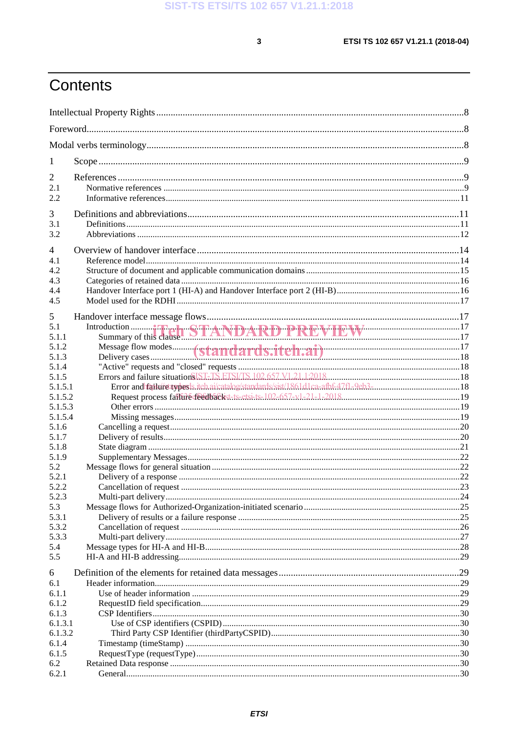# Contents

Intellectual Property Rights ........................................................................................................ 8

Foreword........................................................................................................................................ 8

Modal verbs terminology ............................................................................................................... 8

1 Scope ........................................................................................................................................... 9

2 References .................................................................................................................................. 9
2.1 Normative references ............................................................................................................... 9
2.2 Informative references ............................................................................................................ 11

3 Definitions and abbreviations ................................................................................................. 11
3.1 Definitions ............................................................................................................................... 11
3.2 Abbreviations .......................................................................................................................... 12

4 Overview of handover interface .............................................................................................. 14
4.1 Reference model ..................................................................................................................... 14
4.2 Structure of document and applicable communication domains ........................................... 15
4.3 Categories of retained data ..................................................................................................... 16
4.4 Handover Interface port 1 (HI-A) and Handover Interface port 2 (HI-B) .............................. 16
4.5 Model used for the RDHI ....................................................................................................... 17

5 Handover interface message flows .......................................................................................... 17
5.1 Introduction ............................................................................................................................. 17
5.1.1 Summary of this clause ........................................................................................................ 17
5.1.2 Message flow modes ............................................................................................................ 17
5.1.3 Delivery cases ...................................................................................................................... 18
5.1.4 "Active" requests and "closed" requests ............................................................................. 18
5.1.5 Errors and failure situations ................................................................................................ 18
5.1.5.1 Error and failure types ...................................................................................................... 18
5.1.5.2 Request process failure feedback ..................................................................................... 19
5.1.5.3 Other errors ....................................................................................................................... 19
5.1.5.4 Missing messages ............................................................................................................. 19
5.1.6 Cancelling a request ............................................................................................................. 20
5.1.7 Delivery of results ................................................................................................................ 20
5.1.8 State diagram ........................................................................................................................ 21
5.1.9 Supplementary Messages ..................................................................................................... 22
5.2 Message flows for general situation ....................................................................................... 22
5.2.1 Delivery of a response ......................................................................................................... 22
5.2.2 Cancellation of request ........................................................................................................ 23
5.2.3 Multi-part delivery ............................................................................................................... 24
5.3 Message flows for Authorized-Organization-initiated scenario ............................................. 25
5.3.1 Delivery of results or a failure response .............................................................................. 25
5.3.2 Cancellation of request ........................................................................................................ 26
5.3.3 Multi-part delivery ............................................................................................................... 27
5.4 Message types for HI-A and HI-B .......................................................................................... 28
5.5 HI-A and HI-B addressing ...................................................................................................... 29

6 Definition of the elements for retained data messages ............................................................ 29
6.1 Header information ................................................................................................................. 29
6.1.1 Use of header information .................................................................................................... 29
6.1.2 RequestID field specification ............................................................................................... 29
6.1.3 CSP Identifiers ..................................................................................................................... 30
6.1.3.1 Use of CSP identifiers (CSPID) ........................................................................................ 30
6.1.3.2 Third Party CSP Identifier (thirdPartyCSPID) ................................................................. 30
6.1.4 Timestamp (timeStamp) ....................................................................................................... 30
6.1.5 RequestType (requestType) ................................................................................................. 30
6.2 Retained Data response ........................................................................................................... 30
6.2.1 General ................................................................................................................................. 30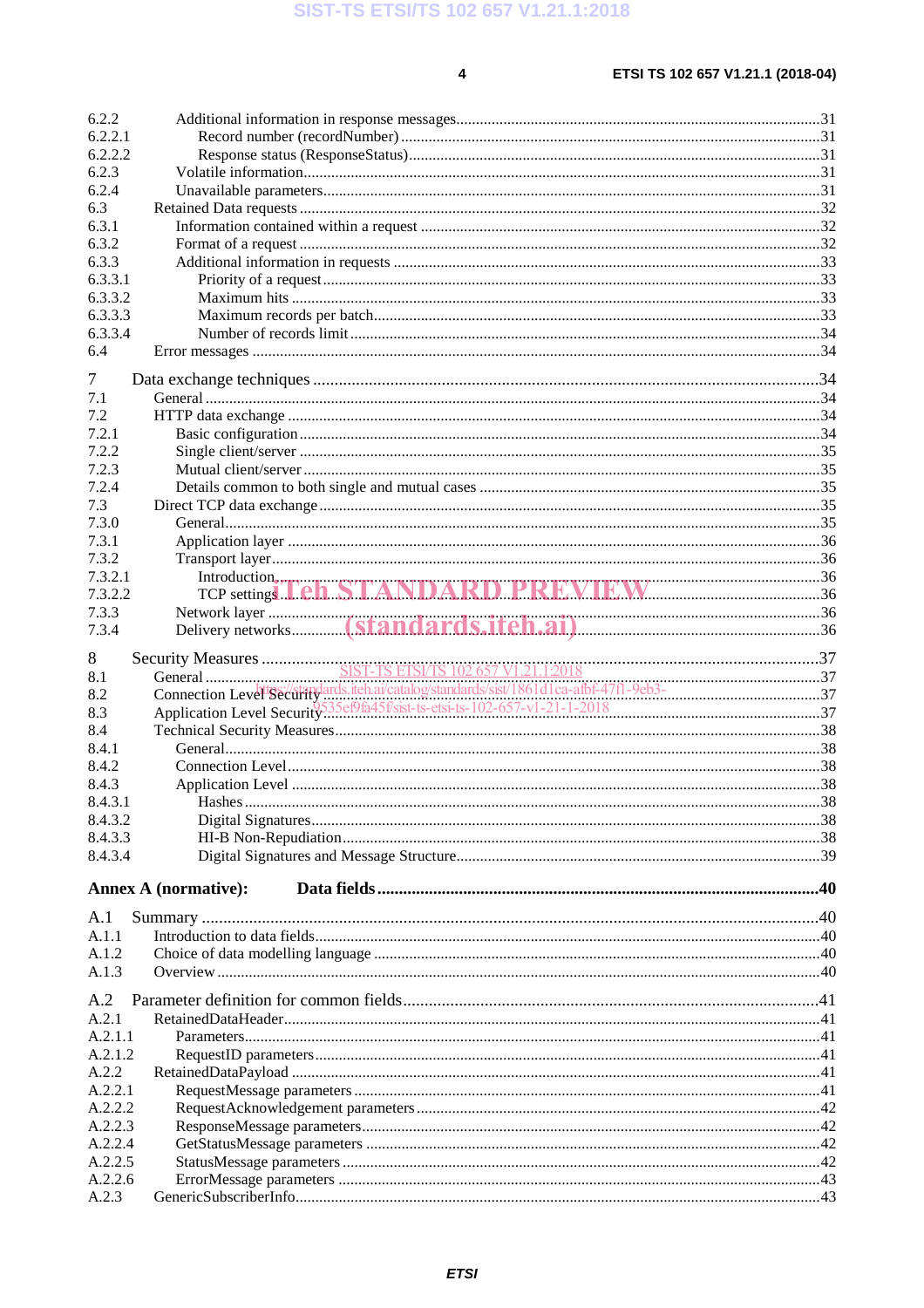6.2.2 Additional information in response messages ........................................................................... 31
6.2.2.1 Record number (recordNumber) ......................................................................................... 31
6.2.2.2 Response status (ResponseStatus) ...................................................................................... 31
6.2.3 Volatile information ................................................................................................................ 31
6.2.4 Unavailable parameters ........................................................................................................... 31
6.3 Retained Data requests ................................................................................................................... 32
6.3.1 Information contained within a request ................................................................................... 32
6.3.2 Format of a request .................................................................................................................. 32
6.3.3 Additional information in requests .......................................................................................... 33
6.3.3.1 Priority of a request ............................................................................................................ 33
6.3.3.2 Maximum hits .................................................................................................................... 33
6.3.3.3 Maximum records per batch ............................................................................................... 33
6.3.3.4 Number of records limit ..................................................................................................... 34
6.4 Error messages ............................................................................................................................... 34

7 Data exchange techniques .................................................................................................................. 34
7.1 General ........................................................................................................................................... 34
7.2 HTTP data exchange ...................................................................................................................... 34
7.2.1 Basic configuration .................................................................................................................. 34
7.2.2 Single client/server .................................................................................................................. 35
7.2.3 Mutual client/server ................................................................................................................. 35
7.2.4 Details common to both single and mutual cases .................................................................... 35
7.3 Direct TCP data exchange .............................................................................................................. 35
7.3.0 General ..................................................................................................................................... 35
7.3.1 Application layer ...................................................................................................................... 36
7.3.2 Transport layer ......................................................................................................................... 36
7.3.2.1 Introduction ........................................................................................................................ 36
7.3.2.2 TCP settings ....................................................................................................................... 36
7.3.3 Network layer .......................................................................................................................... 36
7.3.4 Delivery networks .................................................................................................................... 36

8 Security Measures .............................................................................................................................. 37
8.1 General ........................................................................................................................................... 37
8.2 Connection Level Security .............................................................................................................. 37
8.3 Application Level Security ............................................................................................................. 37
8.4 Technical Security Measures .......................................................................................................... 38
8.4.1 General ..................................................................................................................................... 38
8.4.2 Connection Level ..................................................................................................................... 38
8.4.3 Application Level ..................................................................................................................... 38
8.4.3.1 Hashes ................................................................................................................................ 38
8.4.3.2 Digital Signatures ............................................................................................................... 38
8.4.3.3 HI-B Non-Repudiation ....................................................................................................... 38
8.4.3.4 Digital Signatures and Message Structure .......................................................................... 39

**Annex A (normative): Data fields ..................................................................................................... 40**

A.1 Summary .......................................................................................................................................... 40
A.1.1 Introduction to data fields ............................................................................................................. 40
A.1.2 Choice of data modelling language ............................................................................................... 40
A.1.3 Overview ....................................................................................................................................... 40

A.2 Parameter definition for common fields ............................................................................................ 41
A.2.1 RetainedDataHeader ...................................................................................................................... 41
A.2.1.1 Parameters .................................................................................................................................. 41
A.2.1.2 RequestID parameters ................................................................................................................ 41
A.2.2 RetainedDataPayload .................................................................................................................... 41
A.2.2.1 RequestMessage parameters ....................................................................................................... 41
A.2.2.2 RequestAcknowledgement parameters ........................................................................................ 42
A.2.2.3 ResponseMessage parameters ..................................................................................................... 42
A.2.2.4 GetStatusMessage parameters ..................................................................................................... 42
A.2.2.5 StatusMessage parameters ........................................................................................................... 42
A.2.2.6 ErrorMessage parameters ............................................................................................................ 43
A.2.3 GenericSubscriberInfo ................................................................................................................... 43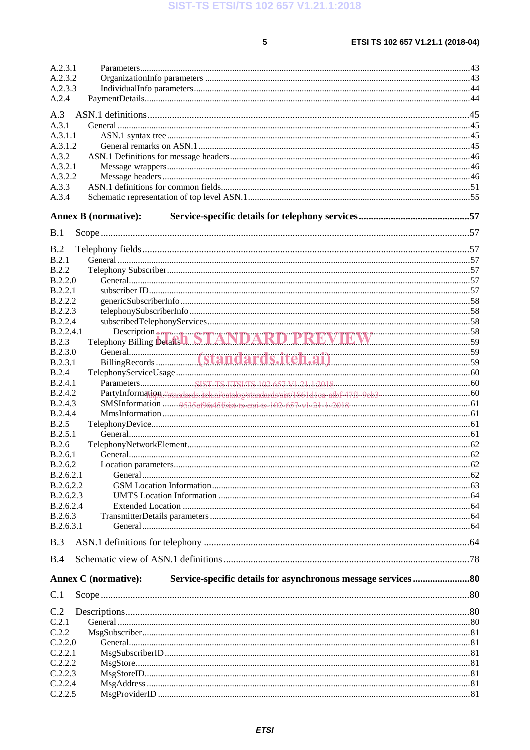A.2.3.1 Parameters ... 43
A.2.3.2 OrganizationInfo parameters ... 43
A.2.3.3 IndividualInfo parameters ... 44
A.2.4 PaymentDetails ... 44

A.3 ASN.1 definitions ... 45
A.3.1 General ... 45
A.3.1.1 ASN.1 syntax tree ... 45
A.3.1.2 General remarks on ASN.1 ... 45
A.3.2 ASN.1 Definitions for message headers ... 46
A.3.2.1 Message wrappers ... 46
A.3.2.2 Message headers ... 46
A.3.3 ASN.1 definitions for common fields ... 51
A.3.4 Schematic representation of top level ASN.1 ... 55

**Annex B (normative): Service-specific details for telephony services ... 57**

B.1 Scope ... 57

B.2 Telephony fields ... 57
B.2.1 General ... 57
B.2.2 Telephony Subscriber ... 57
B.2.2.0 General ... 57
B.2.2.1 subscriber ID ... 57
B.2.2.2 genericSubscriberInfo ... 58
B.2.2.3 telephonySubscriberInfo ... 58
B.2.2.4 subscribedTelephonyServices ... 58
B.2.2.4.1 Description ... 58
B.2.3 Telephony Billing Details ... 59
B.2.3.0 General ... 59
B.2.3.1 BillingRecords ... 59
B.2.4 TelephonyServiceUsage ... 60
B.2.4.1 Parameters ... 60
B.2.4.2 PartyInformation ... 60
B.2.4.3 SMSInformation ... 61
B.2.4.4 MmsInformation ... 61
B.2.5 TelephonyDevice ... 61
B.2.5.1 General ... 61
B.2.6 TelephonyNetworkElement ... 62
B.2.6.1 General ... 62
B.2.6.2 Location parameters ... 62
B.2.6.2.1 General ... 62
B.2.6.2.2 GSM Location Information ... 63
B.2.6.2.3 UMTS Location Information ... 64
B.2.6.2.4 Extended Location ... 64
B.2.6.3 TransmitterDetails parameters ... 64
B.2.6.3.1 General ... 64

B.3 ASN.1 definitions for telephony ... 64

B.4 Schematic view of ASN.1 definitions ... 78

**Annex C (normative): Service-specific details for asynchronous message services ... 80**

C.1 Scope ... 80

C.2 Descriptions ... 80
C.2.1 General ... 80
C.2.2 MsgSubscriber ... 81
C.2.2.0 General ... 81
C.2.2.1 MsgSubscriberID ... 81
C.2.2.2 MsgStore ... 81
C.2.2.3 MsgStoreID ... 81
C.2.2.4 MsgAddress ... 81
C.2.2.5 MsgProviderID ... 81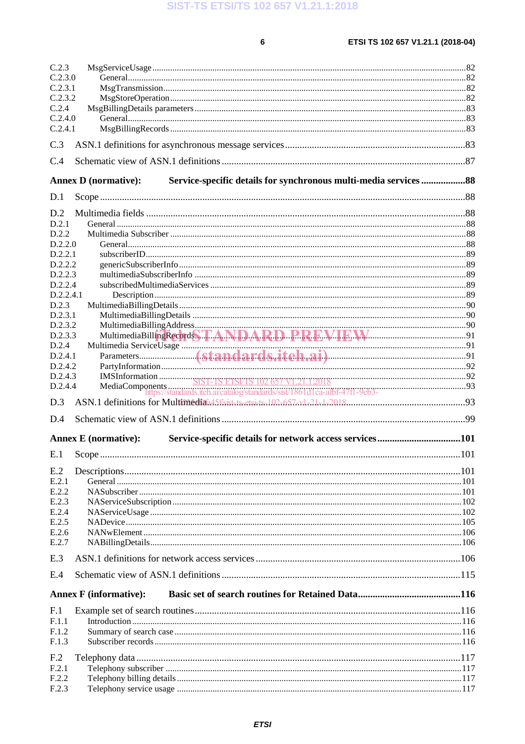C.2.3 MsgServiceUsage ..... 82
C.2.3.0 General ..... 82
C.2.3.1 MsgTransmission ..... 82
C.2.3.2 MsgStoreOperation ..... 82
C.2.4 MsgBillingDetails parameters ..... 83
C.2.4.0 General ..... 83
C.2.4.1 MsgBillingRecords ..... 83

C.3 ASN.1 definitions for asynchronous message services ..... 83

C.4 Schematic view of ASN.1 definitions ..... 87

**Annex D (normative): Service-specific details for synchronous multi-media services ..... 88**

D.1 Scope ..... 88

D.2 Multimedia fields ..... 88
D.2.1 General ..... 88
D.2.2 Multimedia Subscriber ..... 88
D.2.2.0 General ..... 88
D.2.2.1 subscriberID ..... 89
D.2.2.2 genericSubscriberInfo ..... 89
D.2.2.3 multimediaSubscriberInfo ..... 89
D.2.2.4 subscribedMultimediaServices ..... 89
D.2.2.4.1 Description ..... 89
D.2.3 MultimediaBillingDetails ..... 90
D.2.3.1 MultimediaBillingDetails ..... 90
D.2.3.2 MultimediaBillingAddress ..... 90
D.2.3.3 MultimediaBillingRecords ..... 91
D.2.4 Multimedia ServiceUsage ..... 91
D.2.4.1 Parameters ..... 91
D.2.4.2 PartyInformation ..... 92
D.2.4.3 IMSInformation ..... 92
D.2.4.4 MediaComponents ..... 93

D.3 ASN.1 definitions for Multimedia ..... 93

D.4 Schematic view of ASN.1 definitions ..... 99

**Annex E (normative): Service-specific details for network access services ..... 101**

E.1 Scope ..... 101

E.2 Descriptions ..... 101
E.2.1 General ..... 101
E.2.2 NASubscriber ..... 101
E.2.3 NAServiceSubscription ..... 102
E.2.4 NAServiceUsage ..... 102
E.2.5 NADevice ..... 105
E.2.6 NANwElement ..... 106
E.2.7 NABillingDetails ..... 106

E.3 ASN.1 definitions for network access services ..... 106

E.4 Schematic view of ASN.1 definitions ..... 115

**Annex F (informative): Basic set of search routines for Retained Data ..... 116**

F.1 Example set of search routines ..... 116
F.1.1 Introduction ..... 116
F.1.2 Summary of search case ..... 116
F.1.3 Subscriber records ..... 116

F.2 Telephony data ..... 117
F.2.1 Telephony subscriber ..... 117
F.2.2 Telephony billing details ..... 117
F.2.3 Telephony service usage ..... 117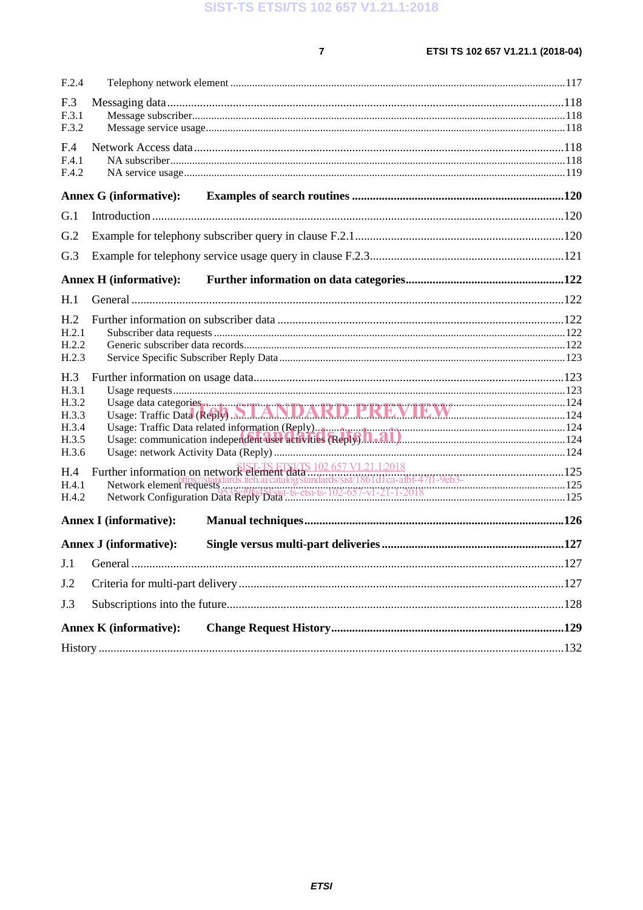F.2.4 Telephony network element ...117

F.3 Messaging data ...118
F.3.1 Message subscriber...118
F.3.2 Message service usage...118

F.4 Network Access data ...118
F.4.1 NA subscriber...118
F.4.2 NA service usage...119

**Annex G (informative): Examples of search routines ...120**

G.1 Introduction ...120

G.2 Example for telephony subscriber query in clause F.2.1...120

G.3 Example for telephony service usage query in clause F.2.3...121

**Annex H (informative): Further information on data categories...122**

H.1 General ...122

H.2 Further information on subscriber data ...122
H.2.1 Subscriber data requests ...122
H.2.2 Generic subscriber data records...122
H.2.3 Service Specific Subscriber Reply Data ...123

H.3 Further information on usage data...123
H.3.1 Usage requests...123
H.3.2 Usage data categories...124
H.3.3 Usage: Traffic Data (Reply) ...124
H.3.4 Usage: Traffic Data related information (Reply)...124
H.3.5 Usage: communication independent user activities (Reply)...124
H.3.6 Usage: network Activity Data (Reply) ...124

H.4 Further information on network element data ...125
H.4.1 Network element requests ...125
H.4.2 Network Configuration Data Reply Data ...125

**Annex I (informative): Manual techniques...126**

**Annex J (informative): Single versus multi-part deliveries ...127**

J.1 General ...127

J.2 Criteria for multi-part delivery...127

J.3 Subscriptions into the future...128

**Annex K (informative): Change Request History...129**

History ...132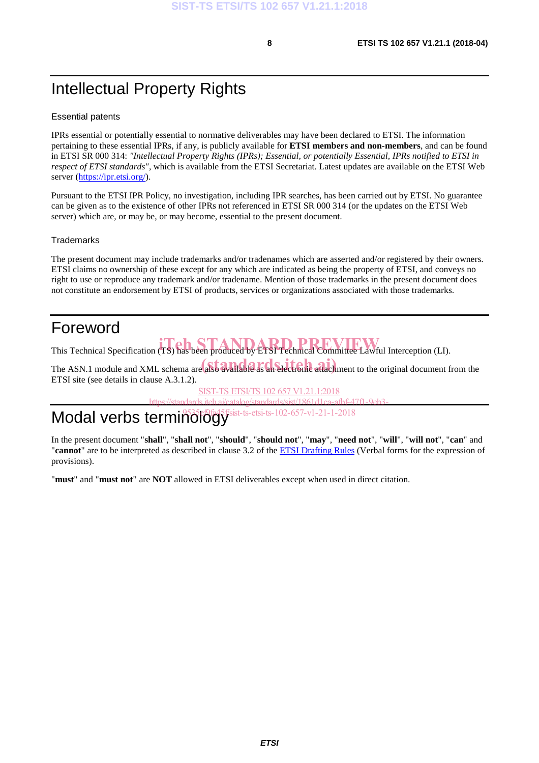# Intellectual Property Rights

Essential patents

IPRs essential or potentially essential to normative deliverables may have been declared to ETSI. The information pertaining to these essential IPRs, if any, is publicly available for **ETSI members and non-members**, and can be found in ETSI SR 000 314: *"Intellectual Property Rights (IPRs); Essential, or potentially Essential, IPRs notified to ETSI in respect of ETSI standards"*, which is available from the ETSI Secretariat. Latest updates are available on the ETSI Web server (https://ipr.etsi.org/).

Pursuant to the ETSI IPR Policy, no investigation, including IPR searches, has been carried out by ETSI. No guarantee can be given as to the existence of other IPRs not referenced in ETSI SR 000 314 (or the updates on the ETSI Web server) which are, or may be, or may become, essential to the present document.

Trademarks

The present document may include trademarks and/or tradenames which are asserted and/or registered by their owners. ETSI claims no ownership of these except for any which are indicated as being the property of ETSI, and conveys no right to use or reproduce any trademark and/or tradename. Mention of those trademarks in the present document does not constitute an endorsement by ETSI of products, services or organizations associated with those trademarks.

# Foreword

This Technical Specification (TS) has been produced by ETSI Technical Committee Lawful Interception (LI).

The ASN.1 module and XML schema are also available as an electronic attachment to the original document from the ETSI site (see details in clause A.3.1.2).

# Modal verbs terminology

In the present document "**shall**", "**shall not**", "**should**", "**should not**", "**may**", "**need not**", "**will**", "**will not**", "**can**" and "**cannot**" are to be interpreted as described in clause 3.2 of the ETSI Drafting Rules (Verbal forms for the expression of provisions).

"**must**" and "**must not**" are **NOT** allowed in ETSI deliverables except when used in direct citation.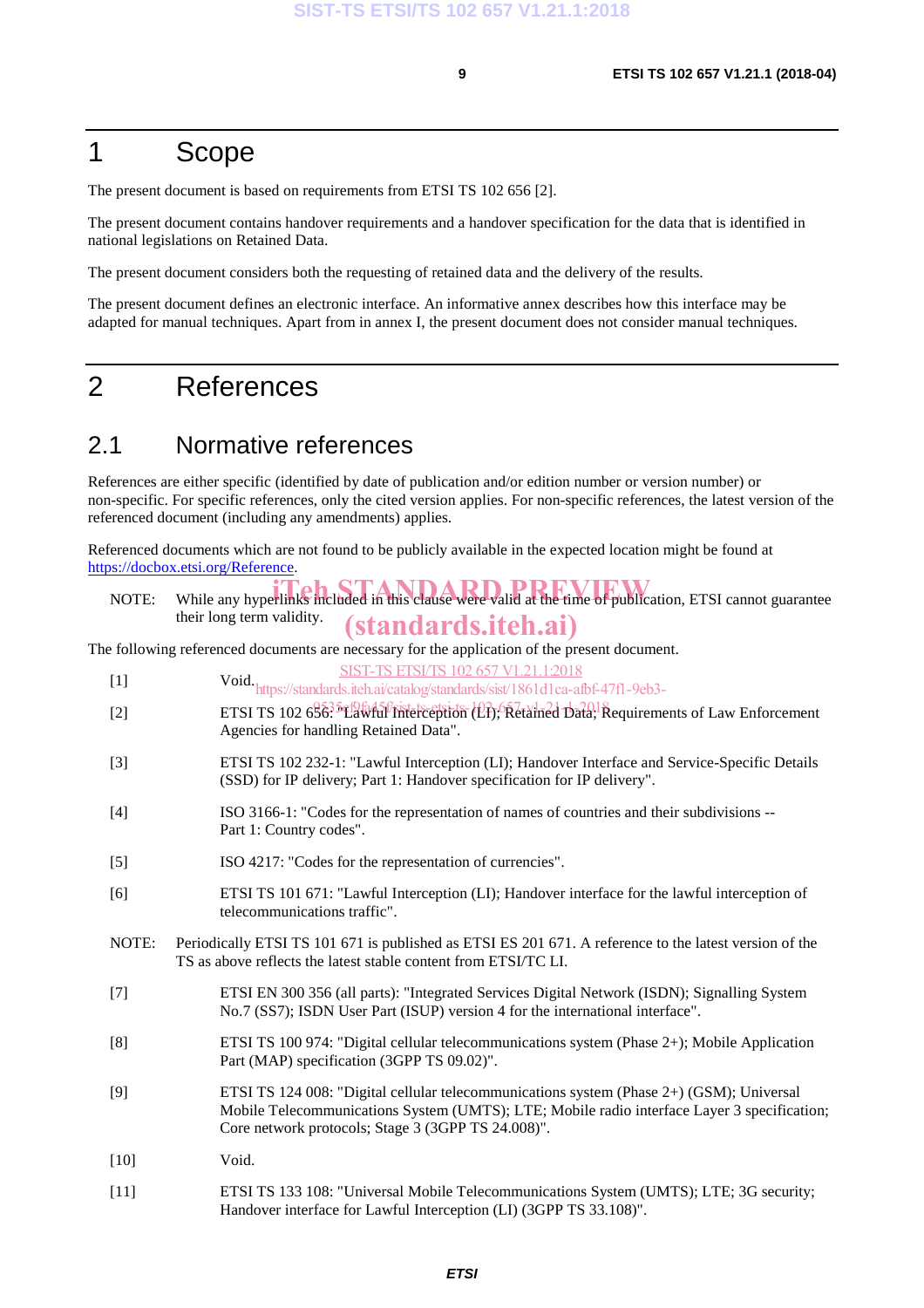# 1 Scope

The present document is based on requirements from ETSI TS 102 656 [2].

The present document contains handover requirements and a handover specification for the data that is identified in national legislations on Retained Data.

The present document considers both the requesting of retained data and the delivery of the results.

The present document defines an electronic interface. An informative annex describes how this interface may be adapted for manual techniques. Apart from in annex I, the present document does not consider manual techniques.

# 2 References

## 2.1 Normative references

References are either specific (identified by date of publication and/or edition number or version number) or non-specific. For specific references, only the cited version applies. For non-specific references, the latest version of the referenced document (including any amendments) applies.

Referenced documents which are not found to be publicly available in the expected location might be found at https://docbox.etsi.org/Reference.

NOTE: While any hyperlinks included in this clause were valid at the time of publication, ETSI cannot guarantee their long term validity.

The following referenced documents are necessary for the application of the present document.

[1] Void.

[2] ETSI TS 102 656: "Lawful Interception (LI); Retained Data; Requirements of Law Enforcement Agencies for handling Retained Data".

[3] ETSI TS 102 232-1: "Lawful Interception (LI); Handover Interface and Service-Specific Details (SSD) for IP delivery; Part 1: Handover specification for IP delivery".

[4] ISO 3166-1: "Codes for the representation of names of countries and their subdivisions -- Part 1: Country codes".

[5] ISO 4217: "Codes for the representation of currencies".

[6] ETSI TS 101 671: "Lawful Interception (LI); Handover interface for the lawful interception of telecommunications traffic".

NOTE: Periodically ETSI TS 101 671 is published as ETSI ES 201 671. A reference to the latest version of the TS as above reflects the latest stable content from ETSI/TC LI.

[7] ETSI EN 300 356 (all parts): "Integrated Services Digital Network (ISDN); Signalling System No.7 (SS7); ISDN User Part (ISUP) version 4 for the international interface".

[8] ETSI TS 100 974: "Digital cellular telecommunications system (Phase 2+); Mobile Application Part (MAP) specification (3GPP TS 09.02)".

[9] ETSI TS 124 008: "Digital cellular telecommunications system (Phase 2+) (GSM); Universal Mobile Telecommunications System (UMTS); LTE; Mobile radio interface Layer 3 specification; Core network protocols; Stage 3 (3GPP TS 24.008)".

[10] Void.

[11] ETSI TS 133 108: "Universal Mobile Telecommunications System (UMTS); LTE; 3G security; Handover interface for Lawful Interception (LI) (3GPP TS 33.108)".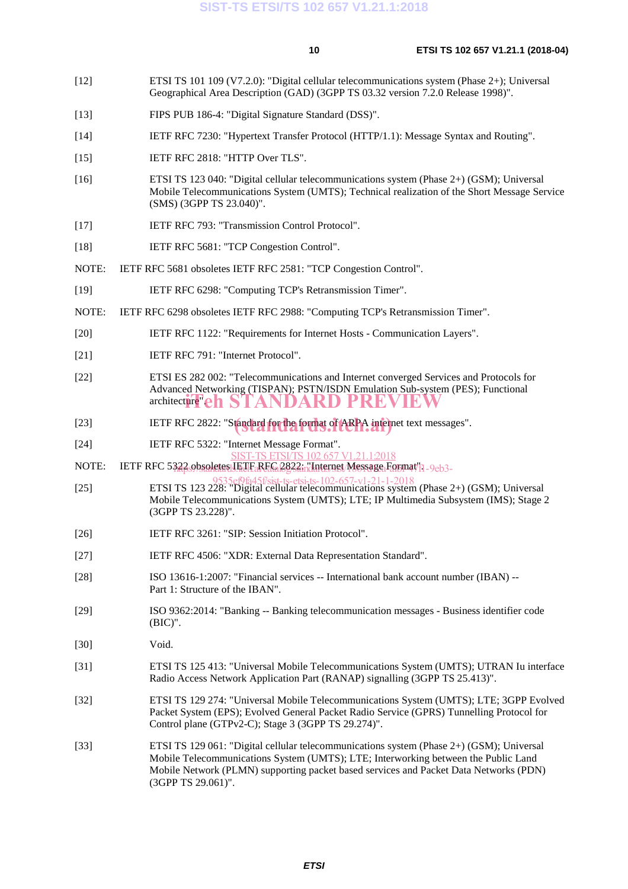[12] ETSI TS 101 109 (V7.2.0): "Digital cellular telecommunications system (Phase 2+); Universal Geographical Area Description (GAD) (3GPP TS 03.32 version 7.2.0 Release 1998)".

[13] FIPS PUB 186-4: "Digital Signature Standard (DSS)".

[14] IETF RFC 7230: "Hypertext Transfer Protocol (HTTP/1.1): Message Syntax and Routing".

[15] IETF RFC 2818: "HTTP Over TLS".

[16] ETSI TS 123 040: "Digital cellular telecommunications system (Phase 2+) (GSM); Universal Mobile Telecommunications System (UMTS); Technical realization of the Short Message Service (SMS) (3GPP TS 23.040)".

[17] IETF RFC 793: "Transmission Control Protocol".

[18] IETF RFC 5681: "TCP Congestion Control".

NOTE: IETF RFC 5681 obsoletes IETF RFC 2581: "TCP Congestion Control".

[19] IETF RFC 6298: "Computing TCP's Retransmission Timer".

NOTE: IETF RFC 6298 obsoletes IETF RFC 2988: "Computing TCP's Retransmission Timer".

[20] IETF RFC 1122: "Requirements for Internet Hosts - Communication Layers".

[21] IETF RFC 791: "Internet Protocol".

[22] ETSI ES 282 002: "Telecommunications and Internet converged Services and Protocols for Advanced Networking (TISPAN); PSTN/ISDN Emulation Sub-system (PES); Functional architecture".

[23] IETF RFC 2822: "Standard for the format of ARPA internet text messages".

[24] IETF RFC 5322: "Internet Message Format".

NOTE: IETF RFC 5322 obsoletes IETF RFC 2822: "Internet Message Format".

[25] ETSI TS 123 228: "Digital cellular telecommunications system (Phase 2+) (GSM); Universal Mobile Telecommunications System (UMTS); LTE; IP Multimedia Subsystem (IMS); Stage 2 (3GPP TS 23.228)".

[26] IETF RFC 3261: "SIP: Session Initiation Protocol".

[27] IETF RFC 4506: "XDR: External Data Representation Standard".

[28] ISO 13616-1:2007: "Financial services -- International bank account number (IBAN) -- Part 1: Structure of the IBAN".

[29] ISO 9362:2014: "Banking -- Banking telecommunication messages - Business identifier code (BIC)".

[30] Void.

[31] ETSI TS 125 413: "Universal Mobile Telecommunications System (UMTS); UTRAN Iu interface Radio Access Network Application Part (RANAP) signalling (3GPP TS 25.413)".

[32] ETSI TS 129 274: "Universal Mobile Telecommunications System (UMTS); LTE; 3GPP Evolved Packet System (EPS); Evolved General Packet Radio Service (GPRS) Tunnelling Protocol for Control plane (GTPv2-C); Stage 3 (3GPP TS 29.274)".

[33] ETSI TS 129 061: "Digital cellular telecommunications system (Phase 2+) (GSM); Universal Mobile Telecommunications System (UMTS); LTE; Interworking between the Public Land Mobile Network (PLMN) supporting packet based services and Packet Data Networks (PDN) (3GPP TS 29.061)".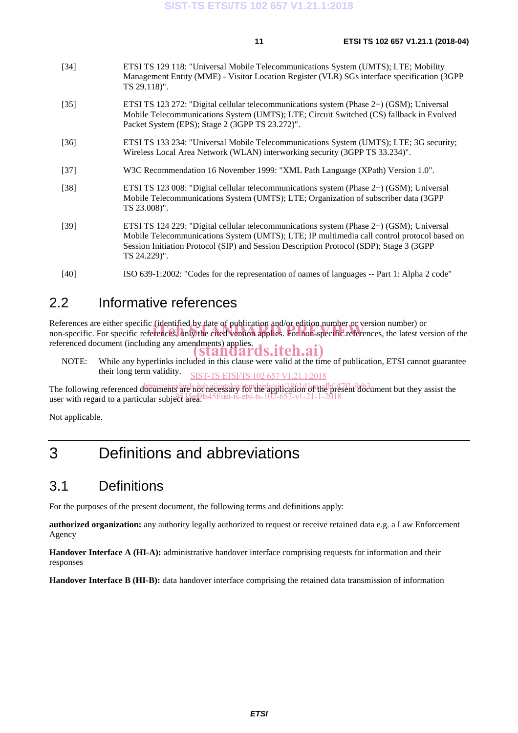[34] ETSI TS 129 118: "Universal Mobile Telecommunications System (UMTS); LTE; Mobility Management Entity (MME) - Visitor Location Register (VLR) SGs interface specification (3GPP TS 29.118)".

[35] ETSI TS 123 272: "Digital cellular telecommunications system (Phase 2+) (GSM); Universal Mobile Telecommunications System (UMTS); LTE; Circuit Switched (CS) fallback in Evolved Packet System (EPS); Stage 2 (3GPP TS 23.272)".

[36] ETSI TS 133 234: "Universal Mobile Telecommunications System (UMTS); LTE; 3G security; Wireless Local Area Network (WLAN) interworking security (3GPP TS 33.234)".

[37] W3C Recommendation 16 November 1999: "XML Path Language (XPath) Version 1.0".

[38] ETSI TS 123 008: "Digital cellular telecommunications system (Phase 2+) (GSM); Universal Mobile Telecommunications System (UMTS); LTE; Organization of subscriber data (3GPP TS 23.008)".

[39] ETSI TS 124 229: "Digital cellular telecommunications system (Phase 2+) (GSM); Universal Mobile Telecommunications System (UMTS); LTE; IP multimedia call control protocol based on Session Initiation Protocol (SIP) and Session Description Protocol (SDP); Stage 3 (3GPP TS 24.229)".

[40] ISO 639-1:2002: "Codes for the representation of names of languages -- Part 1: Alpha 2 code"

## 2.2 Informative references

References are either specific (identified by date of publication and/or edition number or version number) or non-specific. For specific references, only the cited version applies. For non-specific references, the latest version of the referenced document (including any amendments) applies.

NOTE: While any hyperlinks included in this clause were valid at the time of publication, ETSI cannot guarantee their long term validity.

The following referenced documents are not necessary for the application of the present document but they assist the user with regard to a particular subject area.

Not applicable.

# 3 Definitions and abbreviations

## 3.1 Definitions

For the purposes of the present document, the following terms and definitions apply:

**authorized organization:** any authority legally authorized to request or receive retained data e.g. a Law Enforcement Agency

**Handover Interface A (HI-A):** administrative handover interface comprising requests for information and their responses

**Handover Interface B (HI-B):** data handover interface comprising the retained data transmission of information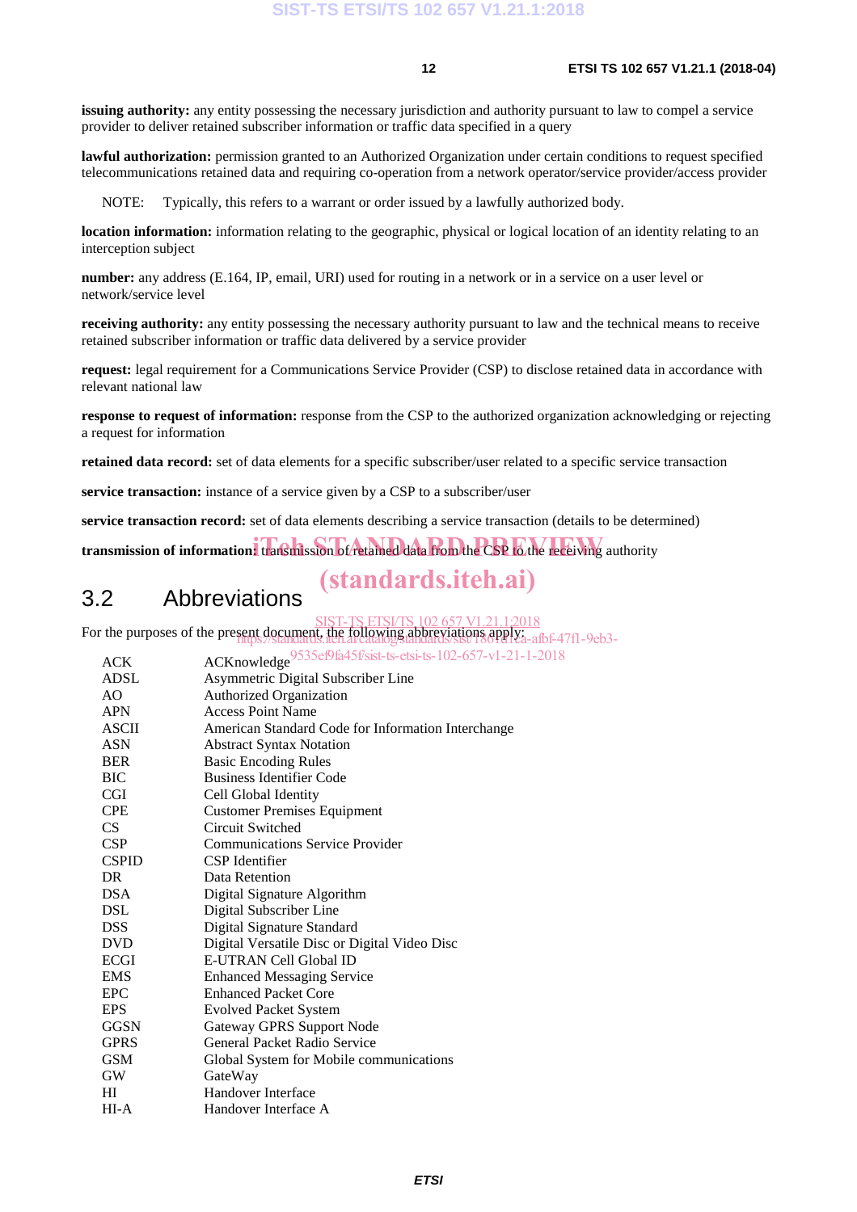**issuing authority:** any entity possessing the necessary jurisdiction and authority pursuant to law to compel a service provider to deliver retained subscriber information or traffic data specified in a query

**lawful authorization:** permission granted to an Authorized Organization under certain conditions to request specified telecommunications retained data and requiring co-operation from a network operator/service provider/access provider

NOTE: Typically, this refers to a warrant or order issued by a lawfully authorized body.

**location information:** information relating to the geographic, physical or logical location of an identity relating to an interception subject

**number:** any address (E.164, IP, email, URI) used for routing in a network or in a service on a user level or network/service level

**receiving authority:** any entity possessing the necessary authority pursuant to law and the technical means to receive retained subscriber information or traffic data delivered by a service provider

**request:** legal requirement for a Communications Service Provider (CSP) to disclose retained data in accordance with relevant national law

**response to request of information:** response from the CSP to the authorized organization acknowledging or rejecting a request for information

**retained data record:** set of data elements for a specific subscriber/user related to a specific service transaction

**service transaction:** instance of a service given by a CSP to a subscriber/user

**service transaction record:** set of data elements describing a service transaction (details to be determined)

**transmission of information:** transmission of retained data from the CSP to the receiving authority

## 3.2 Abbreviations

For the purposes of the present document, the following abbreviations apply:

| | |
|---|---|
| ACK | ACKnowledge |
| ADSL | Asymmetric Digital Subscriber Line |
| AO | Authorized Organization |
| APN | Access Point Name |
| ASCII | American Standard Code for Information Interchange |
| ASN | Abstract Syntax Notation |
| BER | Basic Encoding Rules |
| BIC | Business Identifier Code |
| CGI | Cell Global Identity |
| CPE | Customer Premises Equipment |
| CS | Circuit Switched |
| CSP | Communications Service Provider |
| CSPID | CSP Identifier |
| DR | Data Retention |
| DSA | Digital Signature Algorithm |
| DSL | Digital Subscriber Line |
| DSS | Digital Signature Standard |
| DVD | Digital Versatile Disc or Digital Video Disc |
| ECGI | E-UTRAN Cell Global ID |
| EMS | Enhanced Messaging Service |
| EPC | Enhanced Packet Core |
| EPS | Evolved Packet System |
| GGSN | Gateway GPRS Support Node |
| GPRS | General Packet Radio Service |
| GSM | Global System for Mobile communications |
| GW | GateWay |
| HI | Handover Interface |
| HI-A | Handover Interface A |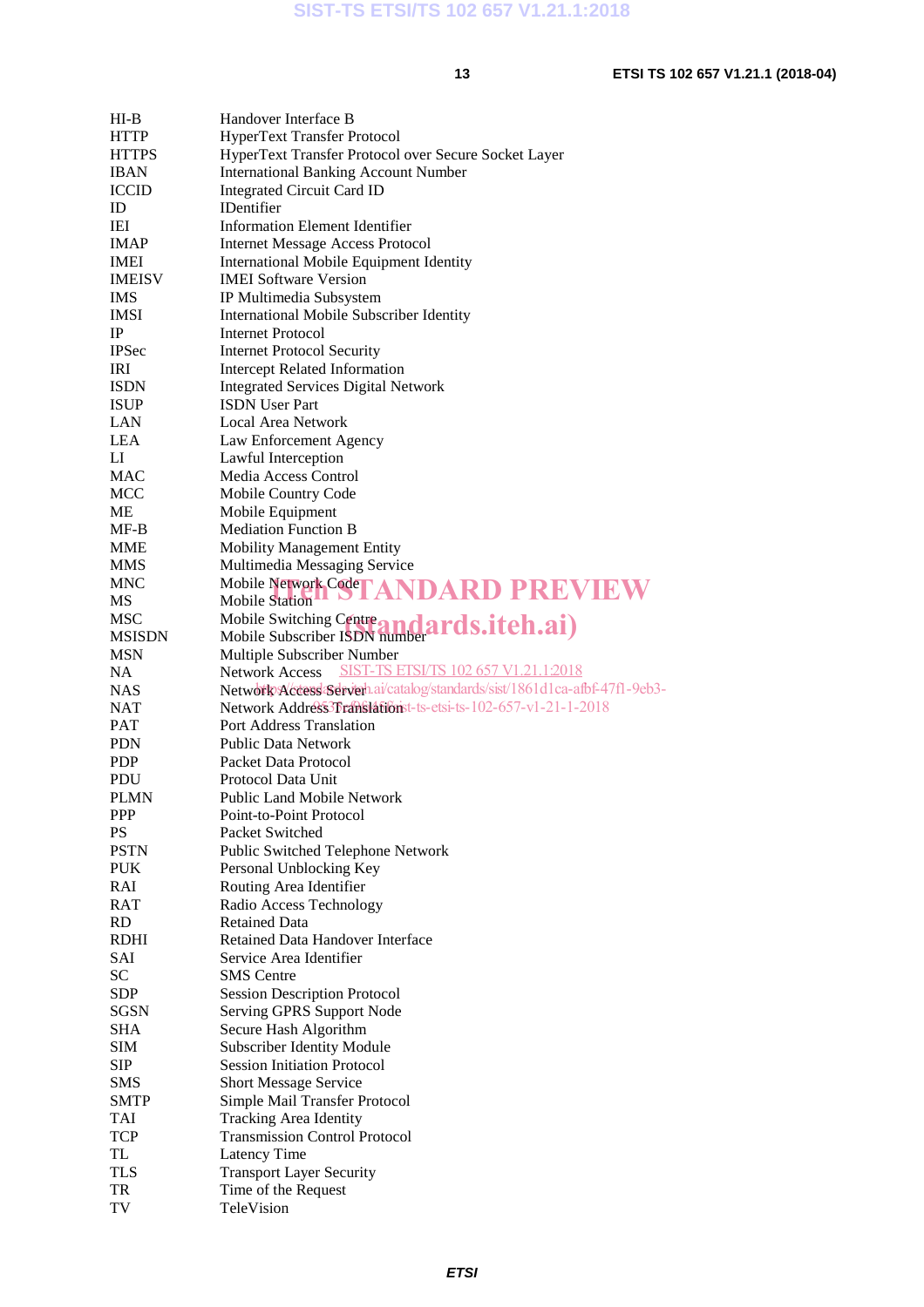| | |
|---|---|
| HI-B | Handover Interface B |
| HTTP | HyperText Transfer Protocol |
| HTTPS | HyperText Transfer Protocol over Secure Socket Layer |
| IBAN | International Banking Account Number |
| ICCID | Integrated Circuit Card ID |
| ID | IDentifier |
| IEI | Information Element Identifier |
| IMAP | Internet Message Access Protocol |
| IMEI | International Mobile Equipment Identity |
| IMEISV | IMEI Software Version |
| IMS | IP Multimedia Subsystem |
| IMSI | International Mobile Subscriber Identity |
| IP | Internet Protocol |
| IPSec | Internet Protocol Security |
| IRI | Intercept Related Information |
| ISDN | Integrated Services Digital Network |
| ISUP | ISDN User Part |
| LAN | Local Area Network |
| LEA | Law Enforcement Agency |
| LI | Lawful Interception |
| MAC | Media Access Control |
| MCC | Mobile Country Code |
| ME | Mobile Equipment |
| MF-B | Mediation Function B |
| MME | Mobility Management Entity |
| MMS | Multimedia Messaging Service |
| MNC | Mobile Network Code |
| MS | Mobile Station |
| MSC | Mobile Switching Centre |
| MSISDN | Mobile Subscriber ISDN number |
| MSN | Multiple Subscriber Number |
| NA | Network Access |
| NAS | Network Access Server |
| NAT | Network Address Translation |
| PAT | Port Address Translation |
| PDN | Public Data Network |
| PDP | Packet Data Protocol |
| PDU | Protocol Data Unit |
| PLMN | Public Land Mobile Network |
| PPP | Point-to-Point Protocol |
| PS | Packet Switched |
| PSTN | Public Switched Telephone Network |
| PUK | Personal Unblocking Key |
| RAI | Routing Area Identifier |
| RAT | Radio Access Technology |
| RD | Retained Data |
| RDHI | Retained Data Handover Interface |
| SAI | Service Area Identifier |
| SC | SMS Centre |
| SDP | Session Description Protocol |
| SGSN | Serving GPRS Support Node |
| SHA | Secure Hash Algorithm |
| SIM | Subscriber Identity Module |
| SIP | Session Initiation Protocol |
| SMS | Short Message Service |
| SMTP | Simple Mail Transfer Protocol |
| TAI | Tracking Area Identity |
| TCP | Transmission Control Protocol |
| TL | Latency Time |
| TLS | Transport Layer Security |
| TR | Time of the Request |
| TV | TeleVision |